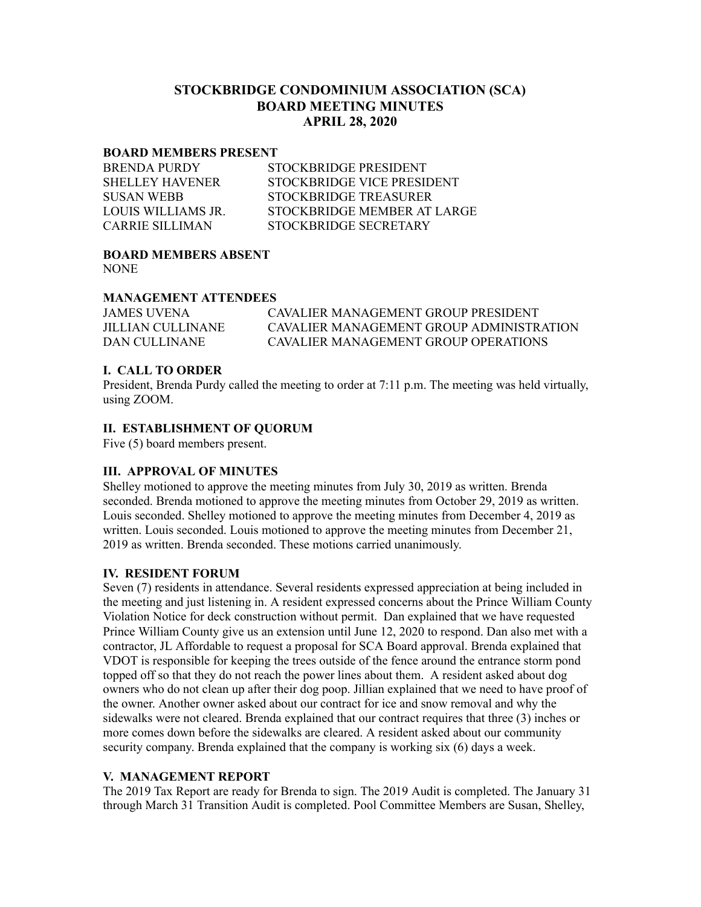# STOCKBRIDGE CONDOMINIUM ASSOCIATION (SCA)
# BOARD MEETING MINUTES
# APRIL 28, 2020

**BOARD MEMBERS PRESENT**

| | |
|---|---|
| BRENDA PURDY | STOCKBRIDGE PRESIDENT |
| SHELLEY HAVENER | STOCKBRIDGE VICE PRESIDENT |
| SUSAN WEBB | STOCKBRIDGE TREASURER |
| LOUIS WILLIAMS JR. | STOCKBRIDGE MEMBER AT LARGE |
| CARRIE SILLIMAN | STOCKBRIDGE SECRETARY |

**BOARD MEMBERS ABSENT**

NONE

**MANAGEMENT ATTENDEES**

| | |
|---|---|
| JAMES UVENA | CAVALIER MANAGEMENT GROUP PRESIDENT |
| JILLIAN CULLINANE | CAVALIER MANAGEMENT GROUP ADMINISTRATION |
| DAN CULLINANE | CAVALIER MANAGEMENT GROUP OPERATIONS |

**I. CALL TO ORDER**

President, Brenda Purdy called the meeting to order at 7:11 p.m. The meeting was held virtually, using ZOOM.

**II. ESTABLISHMENT OF QUORUM**

Five (5) board members present.

**III. APPROVAL OF MINUTES**

Shelley motioned to approve the meeting minutes from July 30, 2019 as written. Brenda seconded. Brenda motioned to approve the meeting minutes from October 29, 2019 as written. Louis seconded. Shelley motioned to approve the meeting minutes from December 4, 2019 as written. Louis seconded. Louis motioned to approve the meeting minutes from December 21, 2019 as written. Brenda seconded. These motions carried unanimously.

**IV. RESIDENT FORUM**

Seven (7) residents in attendance. Several residents expressed appreciation at being included in the meeting and just listening in. A resident expressed concerns about the Prince William County Violation Notice for deck construction without permit. Dan explained that we have requested Prince William County give us an extension until June 12, 2020 to respond. Dan also met with a contractor, JL Affordable to request a proposal for SCA Board approval. Brenda explained that VDOT is responsible for keeping the trees outside of the fence around the entrance storm pond topped off so that they do not reach the power lines about them. A resident asked about dog owners who do not clean up after their dog poop. Jillian explained that we need to have proof of the owner. Another owner asked about our contract for ice and snow removal and why the sidewalks were not cleared. Brenda explained that our contract requires that three (3) inches or more comes down before the sidewalks are cleared. A resident asked about our community security company. Brenda explained that the company is working six (6) days a week.

**V. MANAGEMENT REPORT**

The 2019 Tax Report are ready for Brenda to sign. The 2019 Audit is completed. The January 31 through March 31 Transition Audit is completed. Pool Committee Members are Susan, Shelley,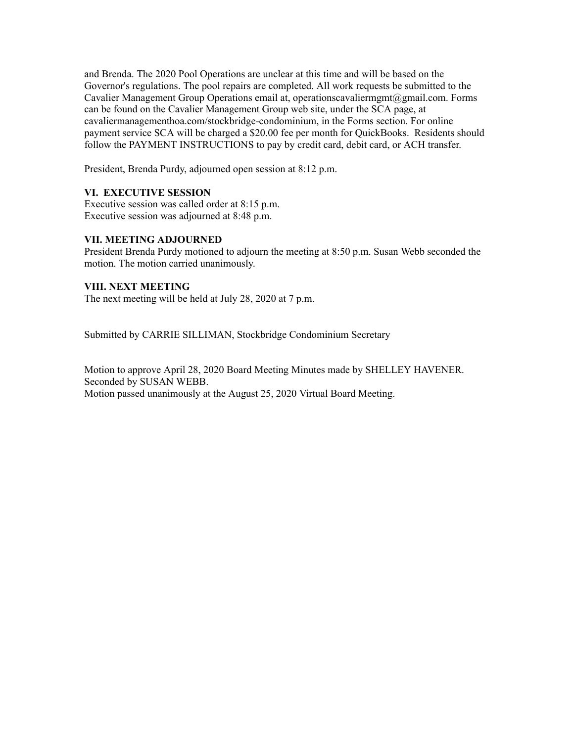and Brenda. The 2020 Pool Operations are unclear at this time and will be based on the Governor's regulations. The pool repairs are completed. All work requests be submitted to the Cavalier Management Group Operations email at, operationscavaliermgmt@gmail.com. Forms can be found on the Cavalier Management Group web site, under the SCA page, at cavaliermanagementhoa.com/stockbridge-condominium, in the Forms section. For online payment service SCA will be charged a $20.00 fee per month for QuickBooks. Residents should follow the PAYMENT INSTRUCTIONS to pay by credit card, debit card, or ACH transfer.

President, Brenda Purdy, adjourned open session at 8:12 p.m.

**VI. EXECUTIVE SESSION**

Executive session was called order at 8:15 p.m.
Executive session was adjourned at 8:48 p.m.

**VII. MEETING ADJOURNED**

President Brenda Purdy motioned to adjourn the meeting at 8:50 p.m. Susan Webb seconded the motion. The motion carried unanimously.

**VIII. NEXT MEETING**

The next meeting will be held at July 28, 2020 at 7 p.m.

Submitted by CARRIE SILLIMAN, Stockbridge Condominium Secretary

Motion to approve April 28, 2020 Board Meeting Minutes made by SHELLEY HAVENER.
Seconded by SUSAN WEBB.
Motion passed unanimously at the August 25, 2020 Virtual Board Meeting.